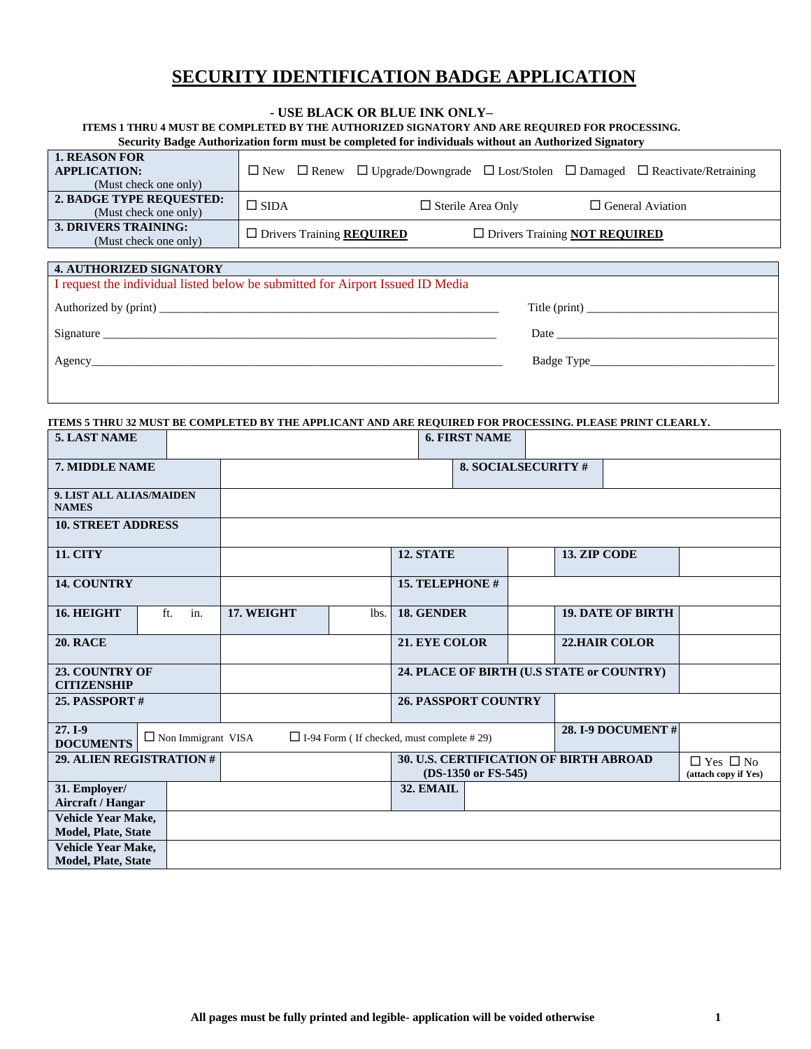# SECURITY IDENTIFICATION BADGE APPLICATION

**- USE BLACK OR BLUE INK ONLY–**

**ITEMS 1 THRU 4 MUST BE COMPLETED BY THE AUTHORIZED SIGNATORY AND ARE REQUIRED FOR PROCESSING.**

**Security Badge Authorization form must be completed for individuals without an Authorized Signatory**

| | |
|---|---|
| **1. REASON FOR APPLICATION:** (Must check one only) | ☐ New ☐ Renew ☐ Upgrade/Downgrade ☐ Lost/Stolen ☐ Damaged ☐ Reactivate/Retraining |
| **2. BADGE TYPE REQUESTED:** (Must check one only) | ☐ SIDA ☐ Sterile Area Only ☐ General Aviation |
| **3. DRIVERS TRAINING:** (Must check one only) | ☐ Drivers Training **REQUIRED** ☐ Drivers Training **NOT REQUIRED** |

**4. AUTHORIZED SIGNATORY**

I request the individual listed below be submitted for Airport Issued ID Media

Authorized by (print) ____________________ Title (print) ____________________

Signature ____________________ Date ____________________

Agency____________________ Badge Type____________________

**ITEMS 5 THRU 32 MUST BE COMPLETED BY THE APPLICANT AND ARE REQUIRED FOR PROCESSING. PLEASE PRINT CLEARLY.**

| | | | |
|---|---|---|---|
| **5. LAST NAME** | | **6. FIRST NAME** | |
| **7. MIDDLE NAME** | | **8. SOCIALSECURITY #** | |
| **9. LIST ALL ALIAS/MAIDEN NAMES** | | | |
| **10. STREET ADDRESS** | | | |
| **11. CITY** | | **12. STATE** | |
| | | **13. ZIP CODE** | |
| **14. COUNTRY** | | **15. TELEPHONE #** | |
| **16. HEIGHT** | ft. in. | **17. WEIGHT** | lbs. |
| **18. GENDER** | | **19. DATE OF BIRTH** | |
| **20. RACE** | | **21. EYE COLOR** | |
| **22.HAIR COLOR** | | | |
| **23. COUNTRY OF CITIZENSHIP** | | **24. PLACE OF BIRTH (U.S STATE or COUNTRY)** | |
| **25. PASSPORT #** | | **26. PASSPORT COUNTRY** | |
| **27. I-9 DOCUMENTS** | ☐ Non Immigrant VISA ☐ I-94 Form ( If checked, must complete # 29) | **28. I-9 DOCUMENT #** | |
| **29. ALIEN REGISTRATION #** | | **30. U.S. CERTIFICATION OF BIRTH ABROAD (DS-1350 or FS-545)** | ☐ Yes ☐ No (attach copy if Yes) |
| **31. Employer/ Aircraft / Hangar** | | **32. EMAIL** | |
| **Vehicle Year Make, Model, Plate, State** | | | |
| **Vehicle Year Make, Model, Plate, State** | | | |

**All pages must be fully printed and legible- application will be voided otherwise**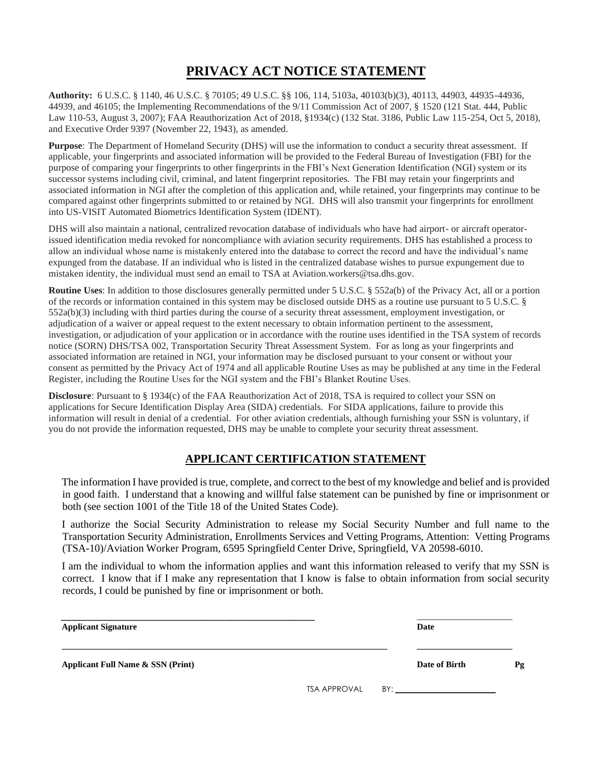# PRIVACY ACT NOTICE STATEMENT

**Authority:** 6 U.S.C. § 1140, 46 U.S.C. § 70105; 49 U.S.C. §§ 106, 114, 5103a, 40103(b)(3), 40113, 44903, 44935-44936, 44939, and 46105; the Implementing Recommendations of the 9/11 Commission Act of 2007, § 1520 (121 Stat. 444, Public Law 110-53, August 3, 2007); FAA Reauthorization Act of 2018, §1934(c) (132 Stat. 3186, Public Law 115-254, Oct 5, 2018), and Executive Order 9397 (November 22, 1943), as amended.

**Purpose**: The Department of Homeland Security (DHS) will use the information to conduct a security threat assessment. If applicable, your fingerprints and associated information will be provided to the Federal Bureau of Investigation (FBI) for the purpose of comparing your fingerprints to other fingerprints in the FBI's Next Generation Identification (NGI) system or its successor systems including civil, criminal, and latent fingerprint repositories. The FBI may retain your fingerprints and associated information in NGI after the completion of this application and, while retained, your fingerprints may continue to be compared against other fingerprints submitted to or retained by NGI. DHS will also transmit your fingerprints for enrollment into US-VISIT Automated Biometrics Identification System (IDENT).

DHS will also maintain a national, centralized revocation database of individuals who have had airport- or aircraft operator-issued identification media revoked for noncompliance with aviation security requirements. DHS has established a process to allow an individual whose name is mistakenly entered into the database to correct the record and have the individual's name expunged from the database. If an individual who is listed in the centralized database wishes to pursue expungement due to mistaken identity, the individual must send an email to TSA at Aviation.workers@tsa.dhs.gov.

**Routine Uses**: In addition to those disclosures generally permitted under 5 U.S.C. § 552a(b) of the Privacy Act, all or a portion of the records or information contained in this system may be disclosed outside DHS as a routine use pursuant to 5 U.S.C. § 552a(b)(3) including with third parties during the course of a security threat assessment, employment investigation, or adjudication of a waiver or appeal request to the extent necessary to obtain information pertinent to the assessment, investigation, or adjudication of your application or in accordance with the routine uses identified in the TSA system of records notice (SORN) DHS/TSA 002, Transportation Security Threat Assessment System. For as long as your fingerprints and associated information are retained in NGI, your information may be disclosed pursuant to your consent or without your consent as permitted by the Privacy Act of 1974 and all applicable Routine Uses as may be published at any time in the Federal Register, including the Routine Uses for the NGI system and the FBI's Blanket Routine Uses.

**Disclosure**: Pursuant to § 1934(c) of the FAA Reauthorization Act of 2018, TSA is required to collect your SSN on applications for Secure Identification Display Area (SIDA) credentials. For SIDA applications, failure to provide this information will result in denial of a credential. For other aviation credentials, although furnishing your SSN is voluntary, if you do not provide the information requested, DHS may be unable to complete your security threat assessment.

## APPLICANT CERTIFICATION STATEMENT

The information I have provided is true, complete, and correct to the best of my knowledge and belief and is provided in good faith. I understand that a knowing and willful false statement can be punished by fine or imprisonment or both (see section 1001 of the Title 18 of the United States Code).

I authorize the Social Security Administration to release my Social Security Number and full name to the Transportation Security Administration, Enrollments Services and Vetting Programs, Attention: Vetting Programs (TSA-10)/Aviation Worker Program, 6595 Springfield Center Drive, Springfield, VA 20598-6010.

I am the individual to whom the information applies and want this information released to verify that my SSN is correct. I know that if I make any representation that I know is false to obtain information from social security records, I could be punished by fine or imprisonment or both.

\_\_\_\_\_\_\_\_\_\_\_\_\_\_\_\_\_\_\_\_\_\_\_\_\_\_\_\_\_\_\_\_\_\_\_\_\_\_\_\_ \_\_\_\_\_\_\_\_\_\_\_\_\_\_\_\_\_\_\_\_

**Applicant Signature** **Date**

\_\_\_\_\_\_\_\_\_\_\_\_\_\_\_\_\_\_\_\_\_\_\_\_\_\_\_\_\_\_\_\_\_\_\_\_\_\_\_\_\_\_\_\_\_\_\_\_\_\_\_ \_\_\_\_\_\_\_\_\_\_\_\_\_\_\_\_\_\_\_\_

**Applicant Full Name & SSN (Print)** **Date of Birth** **Pg**

TSA APPROVAL BY: \_\_\_\_\_\_\_\_\_\_\_\_\_\_\_\_\_\_\_\_\_\_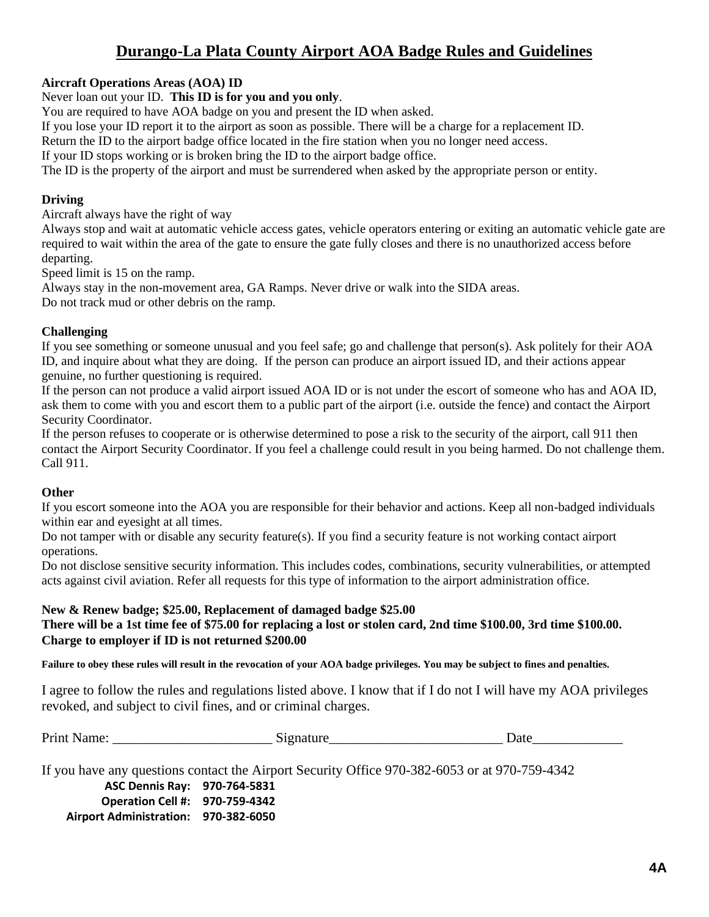# Durango-La Plata County Airport AOA Badge Rules and Guidelines

**Aircraft Operations Areas (AOA) ID**

Never loan out your ID. **This ID is for you and you only**.
You are required to have AOA badge on you and present the ID when asked.
If you lose your ID report it to the airport as soon as possible. There will be a charge for a replacement ID.
Return the ID to the airport badge office located in the fire station when you no longer need access.
If your ID stops working or is broken bring the ID to the airport badge office.
The ID is the property of the airport and must be surrendered when asked by the appropriate person or entity.

**Driving**

Aircraft always have the right of way
Always stop and wait at automatic vehicle access gates, vehicle operators entering or exiting an automatic vehicle gate are required to wait within the area of the gate to ensure the gate fully closes and there is no unauthorized access before departing.
Speed limit is 15 on the ramp.
Always stay in the non-movement area, GA Ramps. Never drive or walk into the SIDA areas.
Do not track mud or other debris on the ramp.

**Challenging**

If you see something or someone unusual and you feel safe; go and challenge that person(s). Ask politely for their AOA ID, and inquire about what they are doing. If the person can produce an airport issued ID, and their actions appear genuine, no further questioning is required.
If the person can not produce a valid airport issued AOA ID or is not under the escort of someone who has and AOA ID, ask them to come with you and escort them to a public part of the airport (i.e. outside the fence) and contact the Airport Security Coordinator.
If the person refuses to cooperate or is otherwise determined to pose a risk to the security of the airport, call 911 then contact the Airport Security Coordinator. If you feel a challenge could result in you being harmed. Do not challenge them. Call 911.

**Other**

If you escort someone into the AOA you are responsible for their behavior and actions. Keep all non-badged individuals within ear and eyesight at all times.
Do not tamper with or disable any security feature(s). If you find a security feature is not working contact airport operations.
Do not disclose sensitive security information. This includes codes, combinations, security vulnerabilities, or attempted acts against civil aviation. Refer all requests for this type of information to the airport administration office.

**New & Renew badge; $25.00, Replacement of damaged badge $25.00**
**There will be a 1st time fee of $75.00 for replacing a lost or stolen card, 2nd time $100.00, 3rd time $100.00.**
**Charge to employer if ID is not returned $200.00**

**Failure to obey these rules will result in the revocation of your AOA badge privileges. You may be subject to fines and penalties.**

I agree to follow the rules and regulations listed above. I know that if I do not I will have my AOA privileges revoked, and subject to civil fines, and or criminal charges.

Print Name: _______________________ Signature_________________________ Date_____________

If you have any questions contact the Airport Security Office 970-382-6053 or at 970-759-4342

**ASC Dennis Ray: 970-764-5831**
**Operation Cell #: 970-759-4342**
**Airport Administration: 970-382-6050**

**4A**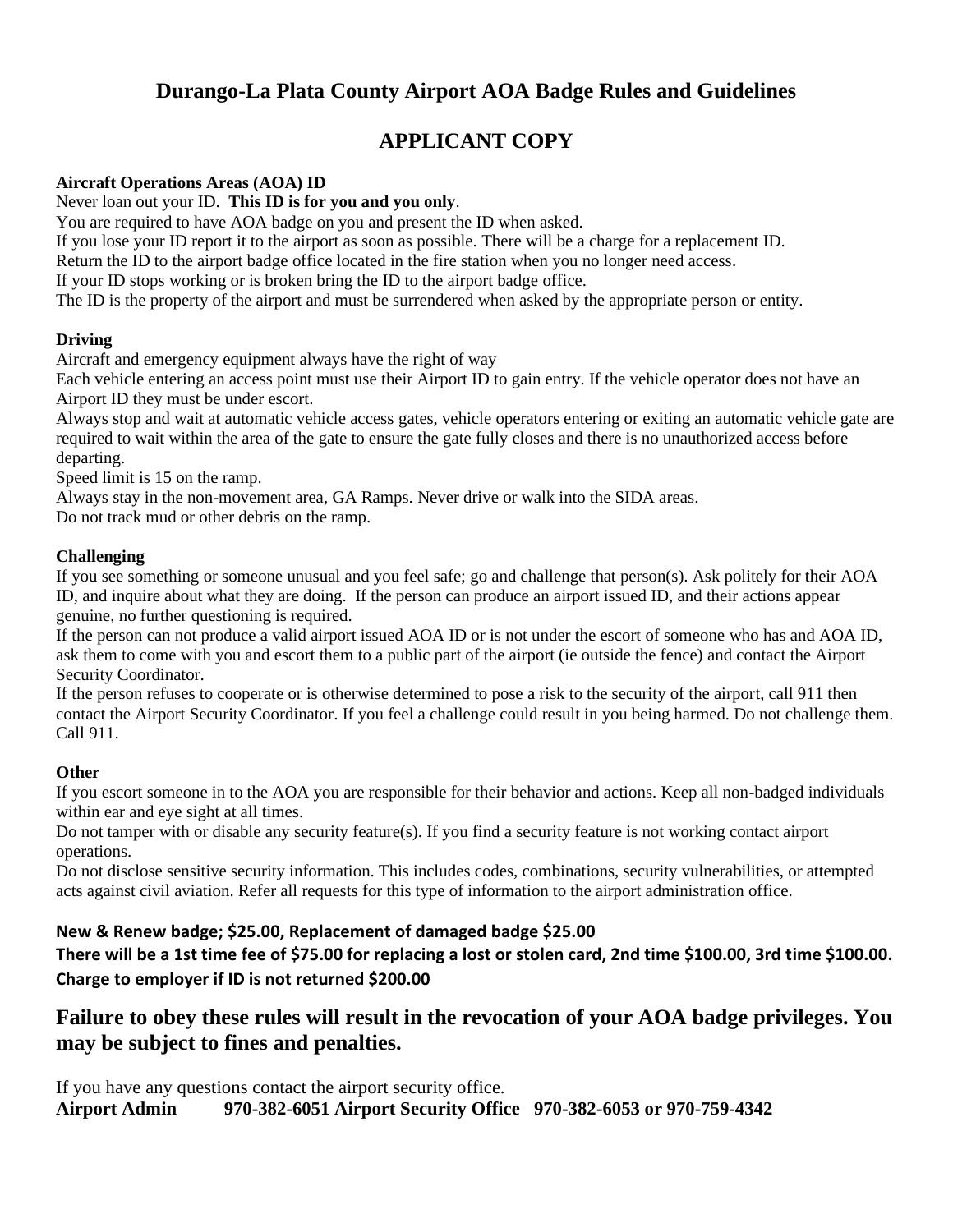# Durango-La Plata County Airport AOA Badge Rules and Guidelines

## APPLICANT COPY

**Aircraft Operations Areas (AOA) ID**

Never loan out your ID. **This ID is for you and you only**.

You are required to have AOA badge on you and present the ID when asked.

If you lose your ID report it to the airport as soon as possible. There will be a charge for a replacement ID.

Return the ID to the airport badge office located in the fire station when you no longer need access.

If your ID stops working or is broken bring the ID to the airport badge office.

The ID is the property of the airport and must be surrendered when asked by the appropriate person or entity.

**Driving**

Aircraft and emergency equipment always have the right of way

Each vehicle entering an access point must use their Airport ID to gain entry. If the vehicle operator does not have an Airport ID they must be under escort.

Always stop and wait at automatic vehicle access gates, vehicle operators entering or exiting an automatic vehicle gate are required to wait within the area of the gate to ensure the gate fully closes and there is no unauthorized access before departing.

Speed limit is 15 on the ramp.

Always stay in the non-movement area, GA Ramps. Never drive or walk into the SIDA areas.

Do not track mud or other debris on the ramp.

**Challenging**

If you see something or someone unusual and you feel safe; go and challenge that person(s). Ask politely for their AOA ID, and inquire about what they are doing. If the person can produce an airport issued ID, and their actions appear genuine, no further questioning is required.

If the person can not produce a valid airport issued AOA ID or is not under the escort of someone who has and AOA ID, ask them to come with you and escort them to a public part of the airport (ie outside the fence) and contact the Airport Security Coordinator.

If the person refuses to cooperate or is otherwise determined to pose a risk to the security of the airport, call 911 then contact the Airport Security Coordinator. If you feel a challenge could result in you being harmed. Do not challenge them. Call 911.

**Other**

If you escort someone in to the AOA you are responsible for their behavior and actions. Keep all non-badged individuals within ear and eye sight at all times.

Do not tamper with or disable any security feature(s). If you find a security feature is not working contact airport operations.

Do not disclose sensitive security information. This includes codes, combinations, security vulnerabilities, or attempted acts against civil aviation. Refer all requests for this type of information to the airport administration office.

**New & Renew badge; $25.00, Replacement of damaged badge $25.00**

**There will be a 1st time fee of $75.00 for replacing a lost or stolen card, 2nd time $100.00, 3rd time $100.00.**

**Charge to employer if ID is not returned $200.00**

## Failure to obey these rules will result in the revocation of your AOA badge privileges. You may be subject to fines and penalties.

If you have any questions contact the airport security office.

**Airport Admin 970-382-6051 Airport Security Office 970-382-6053 or 970-759-4342**